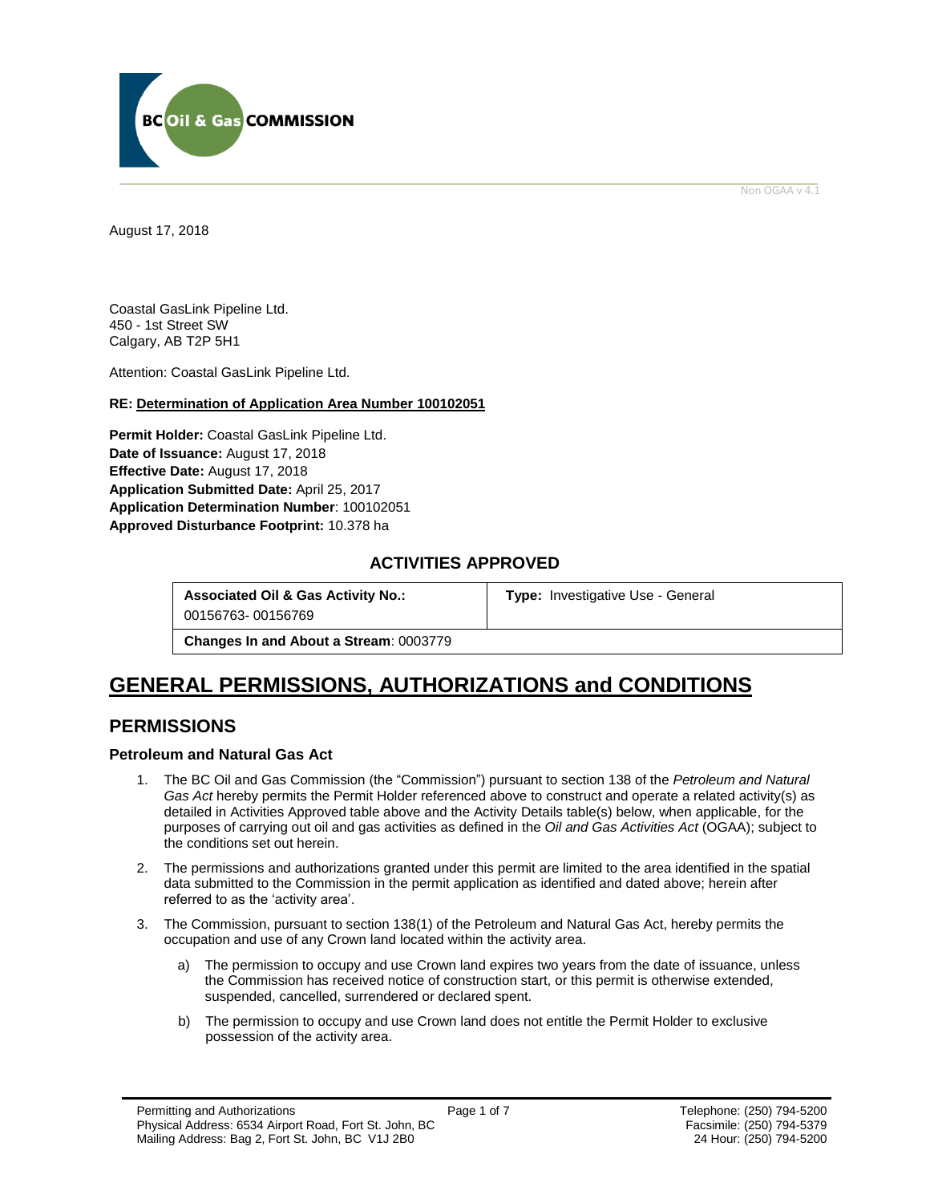BC Oil & Gas COMMISSION

Non OGAA v 4.1

August 17, 2018

Coastal GasLink Pipeline Ltd.
450 - 1st Street SW
Calgary, AB T2P 5H1

Attention: Coastal GasLink Pipeline Ltd.

**RE: Determination of Application Area Number 100102051**

**Permit Holder:** Coastal GasLink Pipeline Ltd.
**Date of Issuance:** August 17, 2018
**Effective Date:** August 17, 2018
**Application Submitted Date:** April 25, 2017
**Application Determination Number**: 100102051
**Approved Disturbance Footprint:** 10.378 ha

## ACTIVITIES APPROVED

| **Associated Oil & Gas Activity No.:** 00156763- 00156769 | **Type:** Investigative Use - General |
|---|---|
| **Changes In and About a Stream**: 0003779 | |

# GENERAL PERMISSIONS, AUTHORIZATIONS and CONDITIONS

## PERMISSIONS

### Petroleum and Natural Gas Act

1. The BC Oil and Gas Commission (the "Commission") pursuant to section 138 of the *Petroleum and Natural Gas Act* hereby permits the Permit Holder referenced above to construct and operate a related activity(s) as detailed in Activities Approved table above and the Activity Details table(s) below, when applicable, for the purposes of carrying out oil and gas activities as defined in the *Oil and Gas Activities Act* (OGAA); subject to the conditions set out herein.

2. The permissions and authorizations granted under this permit are limited to the area identified in the spatial data submitted to the Commission in the permit application as identified and dated above; herein after referred to as the 'activity area'.

3. The Commission, pursuant to section 138(1) of the Petroleum and Natural Gas Act, hereby permits the occupation and use of any Crown land located within the activity area.

   a) The permission to occupy and use Crown land expires two years from the date of issuance, unless the Commission has received notice of construction start, or this permit is otherwise extended, suspended, cancelled, surrendered or declared spent.

   b) The permission to occupy and use Crown land does not entitle the Permit Holder to exclusive possession of the activity area.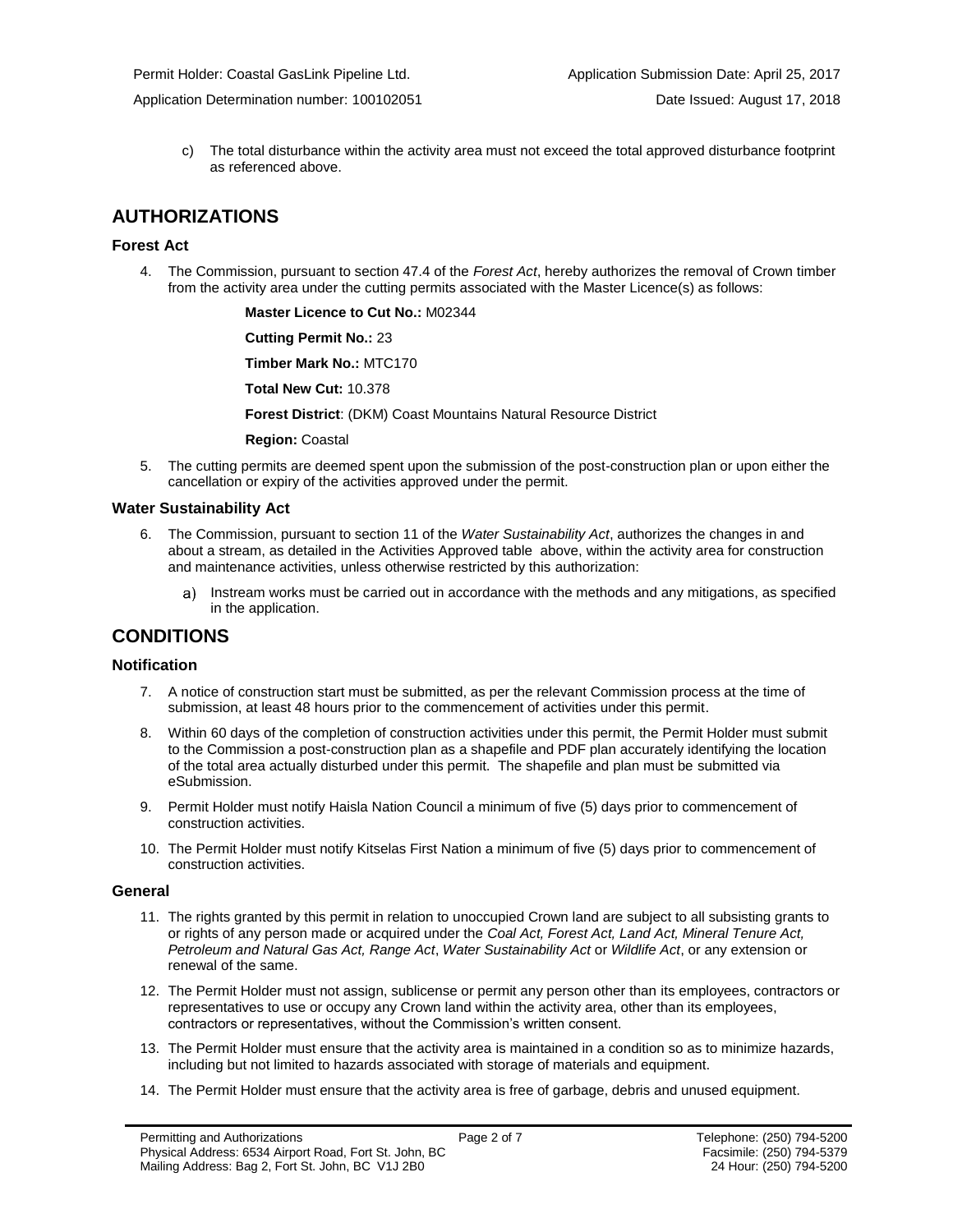c) The total disturbance within the activity area must not exceed the total approved disturbance footprint as referenced above.

## AUTHORIZATIONS

### Forest Act

4. The Commission, pursuant to section 47.4 of the *Forest Act*, hereby authorizes the removal of Crown timber from the activity area under the cutting permits associated with the Master Licence(s) as follows:

   **Master Licence to Cut No.:** M02344

   **Cutting Permit No.:** 23

   **Timber Mark No.:** MTC170

   **Total New Cut:** 10.378

   **Forest District**: (DKM) Coast Mountains Natural Resource District

   **Region:** Coastal

5. The cutting permits are deemed spent upon the submission of the post-construction plan or upon either the cancellation or expiry of the activities approved under the permit.

### Water Sustainability Act

6. The Commission, pursuant to section 11 of the *Water Sustainability Act*, authorizes the changes in and about a stream, as detailed in the Activities Approved table above, within the activity area for construction and maintenance activities, unless otherwise restricted by this authorization:

   a) Instream works must be carried out in accordance with the methods and any mitigations, as specified in the application.

## CONDITIONS

### Notification

7. A notice of construction start must be submitted, as per the relevant Commission process at the time of submission, at least 48 hours prior to the commencement of activities under this permit.

8. Within 60 days of the completion of construction activities under this permit, the Permit Holder must submit to the Commission a post-construction plan as a shapefile and PDF plan accurately identifying the location of the total area actually disturbed under this permit. The shapefile and plan must be submitted via eSubmission.

9. Permit Holder must notify Haisla Nation Council a minimum of five (5) days prior to commencement of construction activities.

10. The Permit Holder must notify Kitselas First Nation a minimum of five (5) days prior to commencement of construction activities.

### General

11. The rights granted by this permit in relation to unoccupied Crown land are subject to all subsisting grants to or rights of any person made or acquired under the *Coal Act, Forest Act, Land Act, Mineral Tenure Act, Petroleum and Natural Gas Act, Range Act*, *Water Sustainability Act* or *Wildlife Act*, or any extension or renewal of the same.

12. The Permit Holder must not assign, sublicense or permit any person other than its employees, contractors or representatives to use or occupy any Crown land within the activity area, other than its employees, contractors or representatives, without the Commission's written consent.

13. The Permit Holder must ensure that the activity area is maintained in a condition so as to minimize hazards, including but not limited to hazards associated with storage of materials and equipment.

14. The Permit Holder must ensure that the activity area is free of garbage, debris and unused equipment.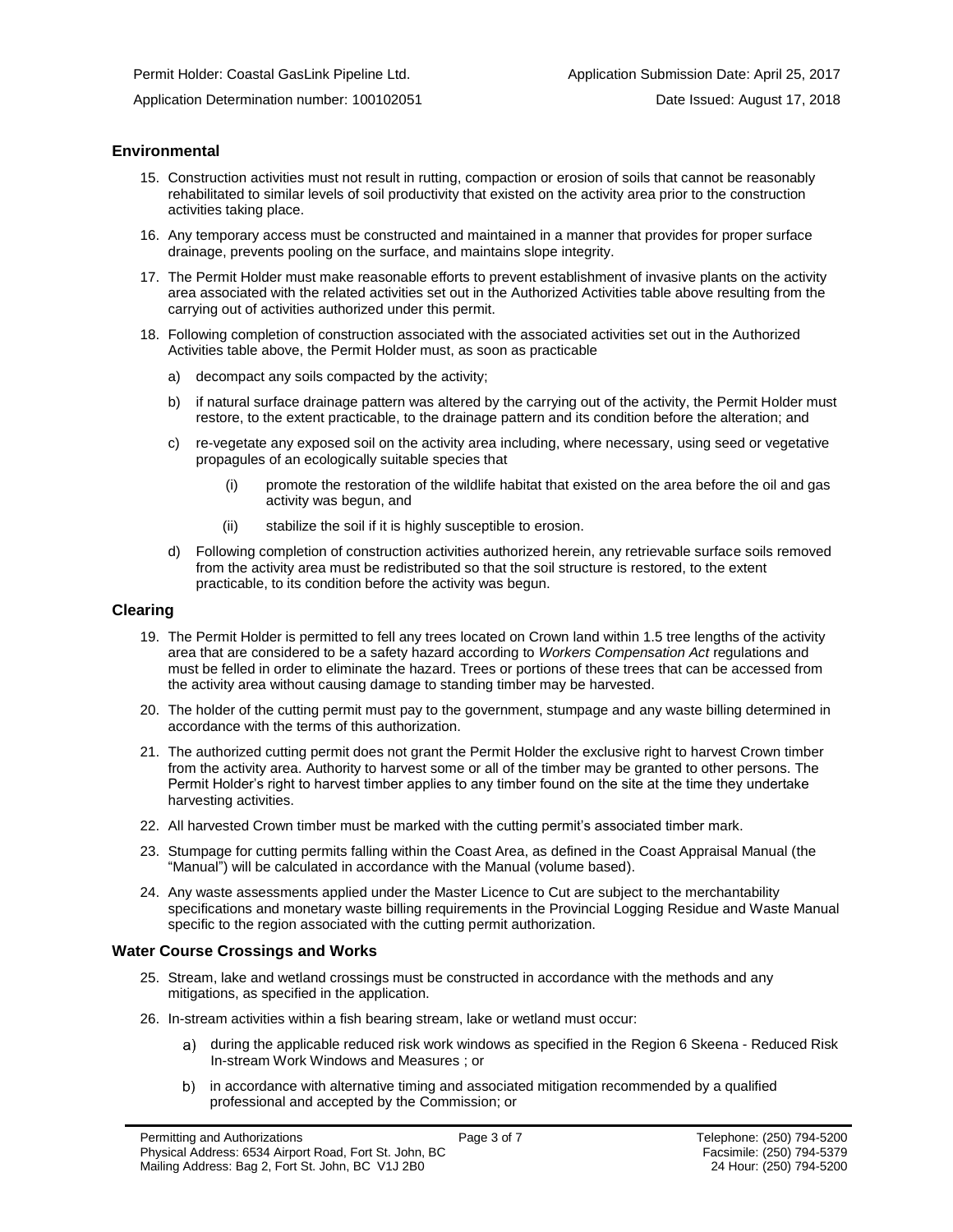## Environmental

15. Construction activities must not result in rutting, compaction or erosion of soils that cannot be reasonably rehabilitated to similar levels of soil productivity that existed on the activity area prior to the construction activities taking place.

16. Any temporary access must be constructed and maintained in a manner that provides for proper surface drainage, prevents pooling on the surface, and maintains slope integrity.

17. The Permit Holder must make reasonable efforts to prevent establishment of invasive plants on the activity area associated with the related activities set out in the Authorized Activities table above resulting from the carrying out of activities authorized under this permit.

18. Following completion of construction associated with the associated activities set out in the Authorized Activities table above, the Permit Holder must, as soon as practicable

    a) decompact any soils compacted by the activity;

    b) if natural surface drainage pattern was altered by the carrying out of the activity, the Permit Holder must restore, to the extent practicable, to the drainage pattern and its condition before the alteration; and

    c) re-vegetate any exposed soil on the activity area including, where necessary, using seed or vegetative propagules of an ecologically suitable species that

        (i) promote the restoration of the wildlife habitat that existed on the area before the oil and gas activity was begun, and

        (ii) stabilize the soil if it is highly susceptible to erosion.

    d) Following completion of construction activities authorized herein, any retrievable surface soils removed from the activity area must be redistributed so that the soil structure is restored, to the extent practicable, to its condition before the activity was begun.

## Clearing

19. The Permit Holder is permitted to fell any trees located on Crown land within 1.5 tree lengths of the activity area that are considered to be a safety hazard according to *Workers Compensation Act* regulations and must be felled in order to eliminate the hazard. Trees or portions of these trees that can be accessed from the activity area without causing damage to standing timber may be harvested.

20. The holder of the cutting permit must pay to the government, stumpage and any waste billing determined in accordance with the terms of this authorization.

21. The authorized cutting permit does not grant the Permit Holder the exclusive right to harvest Crown timber from the activity area. Authority to harvest some or all of the timber may be granted to other persons. The Permit Holder's right to harvest timber applies to any timber found on the site at the time they undertake harvesting activities.

22. All harvested Crown timber must be marked with the cutting permit's associated timber mark.

23. Stumpage for cutting permits falling within the Coast Area, as defined in the Coast Appraisal Manual (the "Manual") will be calculated in accordance with the Manual (volume based).

24. Any waste assessments applied under the Master Licence to Cut are subject to the merchantability specifications and monetary waste billing requirements in the Provincial Logging Residue and Waste Manual specific to the region associated with the cutting permit authorization.

## Water Course Crossings and Works

25. Stream, lake and wetland crossings must be constructed in accordance with the methods and any mitigations, as specified in the application.

26. In-stream activities within a fish bearing stream, lake or wetland must occur:

    a) during the applicable reduced risk work windows as specified in the Region 6 Skeena - Reduced Risk In-stream Work Windows and Measures ; or

    b) in accordance with alternative timing and associated mitigation recommended by a qualified professional and accepted by the Commission; or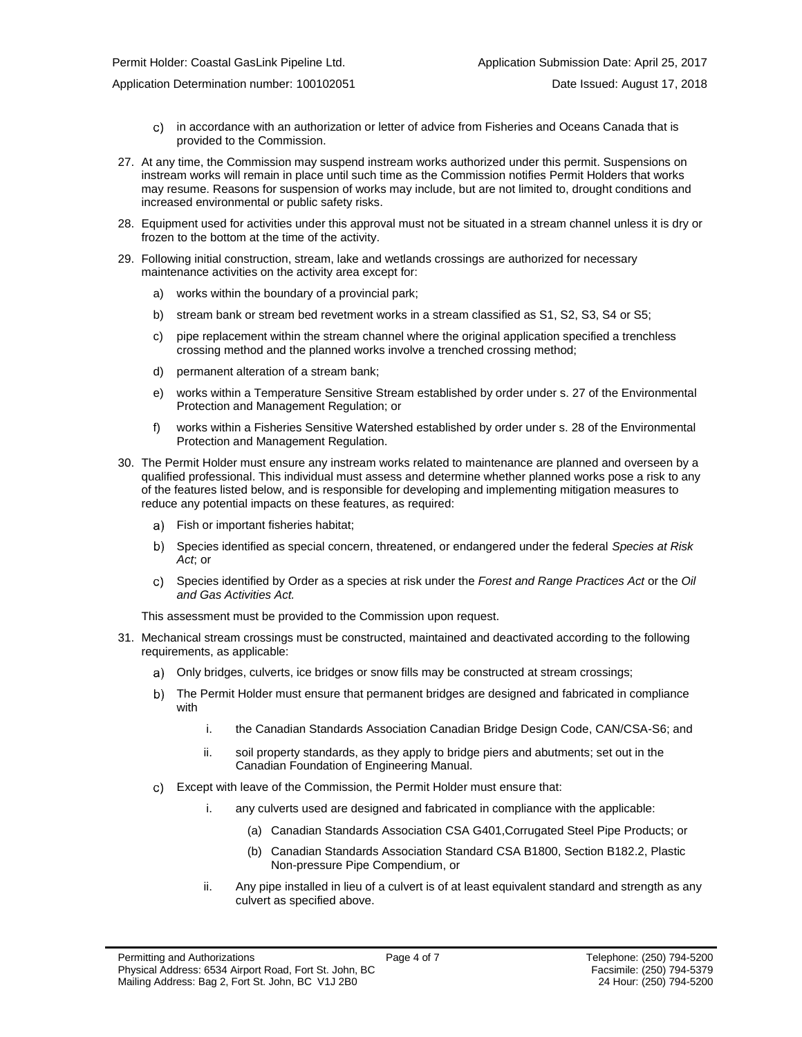c) in accordance with an authorization or letter of advice from Fisheries and Oceans Canada that is provided to the Commission.

27. At any time, the Commission may suspend instream works authorized under this permit. Suspensions on instream works will remain in place until such time as the Commission notifies Permit Holders that works may resume. Reasons for suspension of works may include, but are not limited to, drought conditions and increased environmental or public safety risks.

28. Equipment used for activities under this approval must not be situated in a stream channel unless it is dry or frozen to the bottom at the time of the activity.

29. Following initial construction, stream, lake and wetlands crossings are authorized for necessary maintenance activities on the activity area except for:

    a) works within the boundary of a provincial park;

    b) stream bank or stream bed revetment works in a stream classified as S1, S2, S3, S4 or S5;

    c) pipe replacement within the stream channel where the original application specified a trenchless crossing method and the planned works involve a trenched crossing method;

    d) permanent alteration of a stream bank;

    e) works within a Temperature Sensitive Stream established by order under s. 27 of the Environmental Protection and Management Regulation; or

    f) works within a Fisheries Sensitive Watershed established by order under s. 28 of the Environmental Protection and Management Regulation.

30. The Permit Holder must ensure any instream works related to maintenance are planned and overseen by a qualified professional. This individual must assess and determine whether planned works pose a risk to any of the features listed below, and is responsible for developing and implementing mitigation measures to reduce any potential impacts on these features, as required:

    a) Fish or important fisheries habitat;

    b) Species identified as special concern, threatened, or endangered under the federal *Species at Risk Act*; or

    c) Species identified by Order as a species at risk under the *Forest and Range Practices Act* or the *Oil and Gas Activities Act.*

    This assessment must be provided to the Commission upon request.

31. Mechanical stream crossings must be constructed, maintained and deactivated according to the following requirements, as applicable:

    a) Only bridges, culverts, ice bridges or snow fills may be constructed at stream crossings;

    b) The Permit Holder must ensure that permanent bridges are designed and fabricated in compliance with

        i. the Canadian Standards Association Canadian Bridge Design Code, CAN/CSA-S6; and

        ii. soil property standards, as they apply to bridge piers and abutments; set out in the Canadian Foundation of Engineering Manual.

    c) Except with leave of the Commission, the Permit Holder must ensure that:

        i. any culverts used are designed and fabricated in compliance with the applicable:

            (a) Canadian Standards Association CSA G401,Corrugated Steel Pipe Products; or

            (b) Canadian Standards Association Standard CSA B1800, Section B182.2, Plastic Non-pressure Pipe Compendium, or

        ii. Any pipe installed in lieu of a culvert is of at least equivalent standard and strength as any culvert as specified above.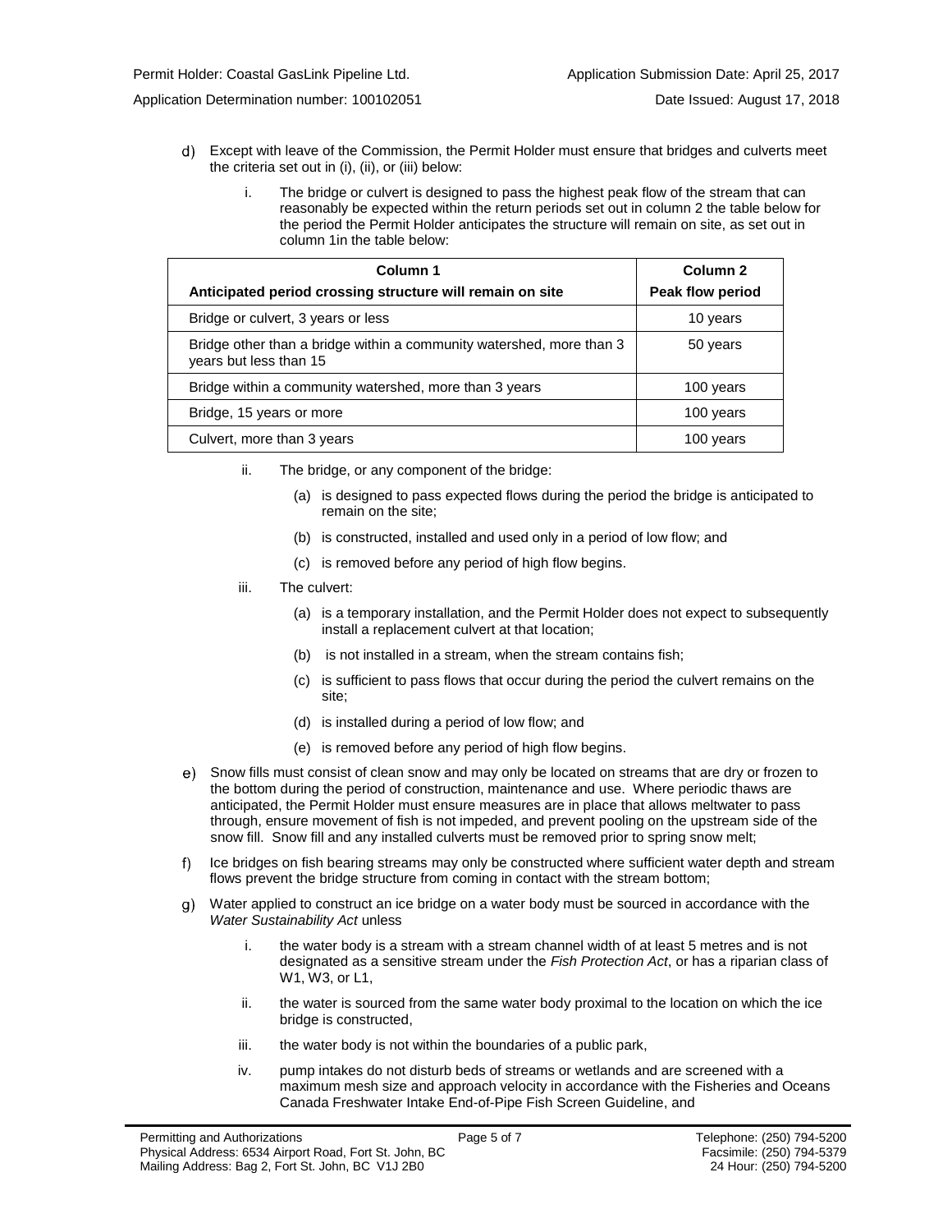d) Except with leave of the Commission, the Permit Holder must ensure that bridges and culverts meet the criteria set out in (i), (ii), or (iii) below:

   i. The bridge or culvert is designed to pass the highest peak flow of the stream that can reasonably be expected within the return periods set out in column 2 the table below for the period the Permit Holder anticipates the structure will remain on site, as set out in column 1in the table below:

| Column 1<br>Anticipated period crossing structure will remain on site | Column 2<br>Peak flow period |
|---|---|
| Bridge or culvert, 3 years or less | 10 years |
| Bridge other than a bridge within a community watershed, more than 3 years but less than 15 | 50 years |
| Bridge within a community watershed, more than 3 years | 100 years |
| Bridge, 15 years or more | 100 years |
| Culvert, more than 3 years | 100 years |

   ii. The bridge, or any component of the bridge:

      (a) is designed to pass expected flows during the period the bridge is anticipated to remain on the site;

      (b) is constructed, installed and used only in a period of low flow; and

      (c) is removed before any period of high flow begins.

   iii. The culvert:

      (a) is a temporary installation, and the Permit Holder does not expect to subsequently install a replacement culvert at that location;

      (b) is not installed in a stream, when the stream contains fish;

      (c) is sufficient to pass flows that occur during the period the culvert remains on the site;

      (d) is installed during a period of low flow; and

      (e) is removed before any period of high flow begins.

e) Snow fills must consist of clean snow and may only be located on streams that are dry or frozen to the bottom during the period of construction, maintenance and use. Where periodic thaws are anticipated, the Permit Holder must ensure measures are in place that allows meltwater to pass through, ensure movement of fish is not impeded, and prevent pooling on the upstream side of the snow fill. Snow fill and any installed culverts must be removed prior to spring snow melt;

f) Ice bridges on fish bearing streams may only be constructed where sufficient water depth and stream flows prevent the bridge structure from coming in contact with the stream bottom;

g) Water applied to construct an ice bridge on a water body must be sourced in accordance with the *Water Sustainability Act* unless

   i. the water body is a stream with a stream channel width of at least 5 metres and is not designated as a sensitive stream under the *Fish Protection Act*, or has a riparian class of W1, W3, or L1,

   ii. the water is sourced from the same water body proximal to the location on which the ice bridge is constructed,

   iii. the water body is not within the boundaries of a public park,

   iv. pump intakes do not disturb beds of streams or wetlands and are screened with a maximum mesh size and approach velocity in accordance with the Fisheries and Oceans Canada Freshwater Intake End-of-Pipe Fish Screen Guideline, and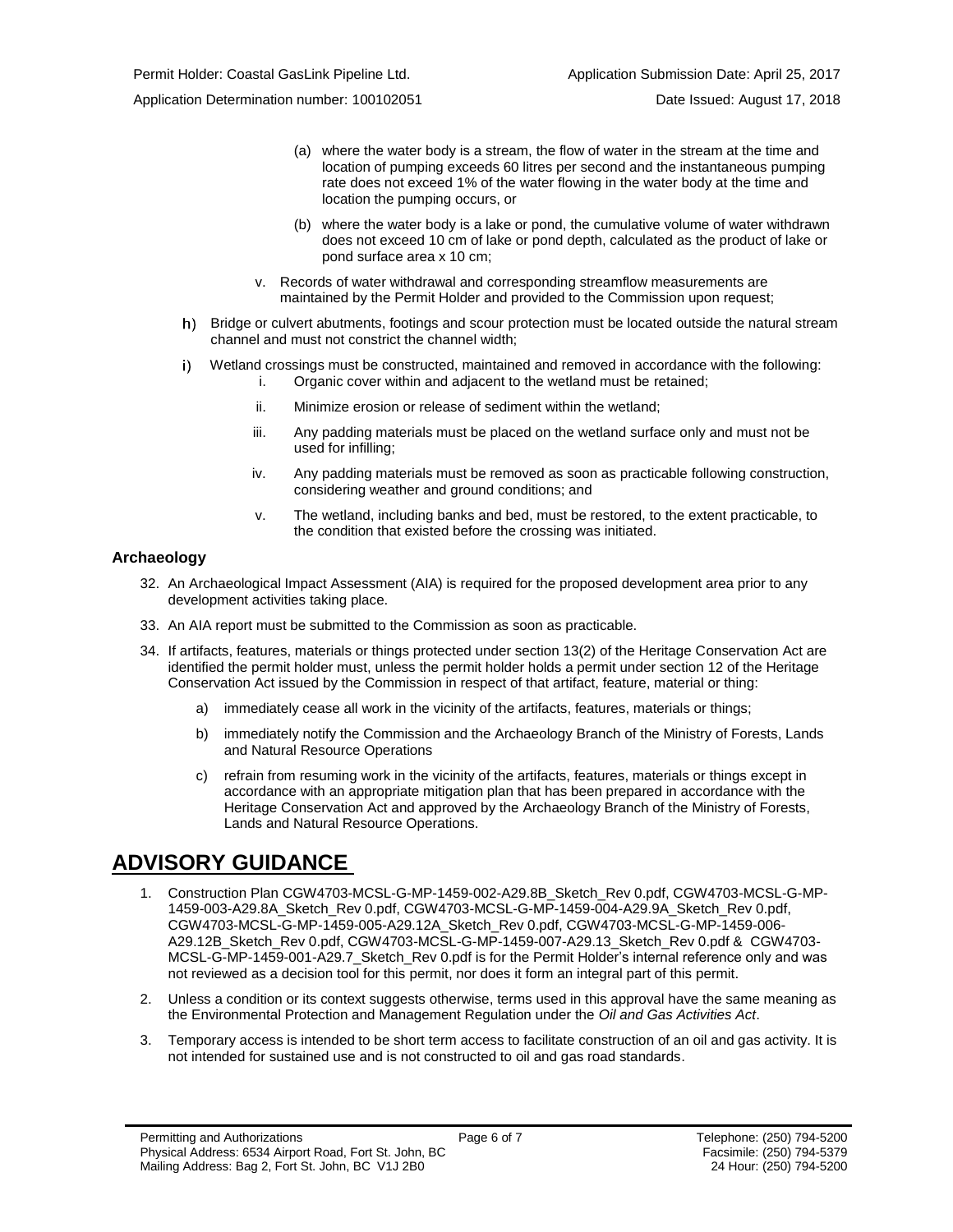(a) where the water body is a stream, the flow of water in the stream at the time and location of pumping exceeds 60 litres per second and the instantaneous pumping rate does not exceed 1% of the water flowing in the water body at the time and location the pumping occurs, or

(b) where the water body is a lake or pond, the cumulative volume of water withdrawn does not exceed 10 cm of lake or pond depth, calculated as the product of lake or pond surface area x 10 cm;

v. Records of water withdrawal and corresponding streamflow measurements are maintained by the Permit Holder and provided to the Commission upon request;

h) Bridge or culvert abutments, footings and scour protection must be located outside the natural stream channel and must not constrict the channel width;

i) Wetland crossings must be constructed, maintained and removed in accordance with the following:

   i. Organic cover within and adjacent to the wetland must be retained;

   ii. Minimize erosion or release of sediment within the wetland;

   iii. Any padding materials must be placed on the wetland surface only and must not be used for infilling;

   iv. Any padding materials must be removed as soon as practicable following construction, considering weather and ground conditions; and

   v. The wetland, including banks and bed, must be restored, to the extent practicable, to the condition that existed before the crossing was initiated.

### Archaeology

32. An Archaeological Impact Assessment (AIA) is required for the proposed development area prior to any development activities taking place.

33. An AIA report must be submitted to the Commission as soon as practicable.

34. If artifacts, features, materials or things protected under section 13(2) of the Heritage Conservation Act are identified the permit holder must, unless the permit holder holds a permit under section 12 of the Heritage Conservation Act issued by the Commission in respect of that artifact, feature, material or thing:

    a) immediately cease all work in the vicinity of the artifacts, features, materials or things;

    b) immediately notify the Commission and the Archaeology Branch of the Ministry of Forests, Lands and Natural Resource Operations

    c) refrain from resuming work in the vicinity of the artifacts, features, materials or things except in accordance with an appropriate mitigation plan that has been prepared in accordance with the Heritage Conservation Act and approved by the Archaeology Branch of the Ministry of Forests, Lands and Natural Resource Operations.

## ADVISORY GUIDANCE

1. Construction Plan CGW4703-MCSL-G-MP-1459-002-A29.8B_Sketch_Rev 0.pdf, CGW4703-MCSL-G-MP-1459-003-A29.8A_Sketch_Rev 0.pdf, CGW4703-MCSL-G-MP-1459-004-A29.9A_Sketch_Rev 0.pdf, CGW4703-MCSL-G-MP-1459-005-A29.12A_Sketch_Rev 0.pdf, CGW4703-MCSL-G-MP-1459-006-A29.12B_Sketch_Rev 0.pdf, CGW4703-MCSL-G-MP-1459-007-A29.13_Sketch_Rev 0.pdf & CGW4703-MCSL-G-MP-1459-001-A29.7_Sketch_Rev 0.pdf is for the Permit Holder's internal reference only and was not reviewed as a decision tool for this permit, nor does it form an integral part of this permit.

2. Unless a condition or its context suggests otherwise, terms used in this approval have the same meaning as the Environmental Protection and Management Regulation under the *Oil and Gas Activities Act*.

3. Temporary access is intended to be short term access to facilitate construction of an oil and gas activity. It is not intended for sustained use and is not constructed to oil and gas road standards.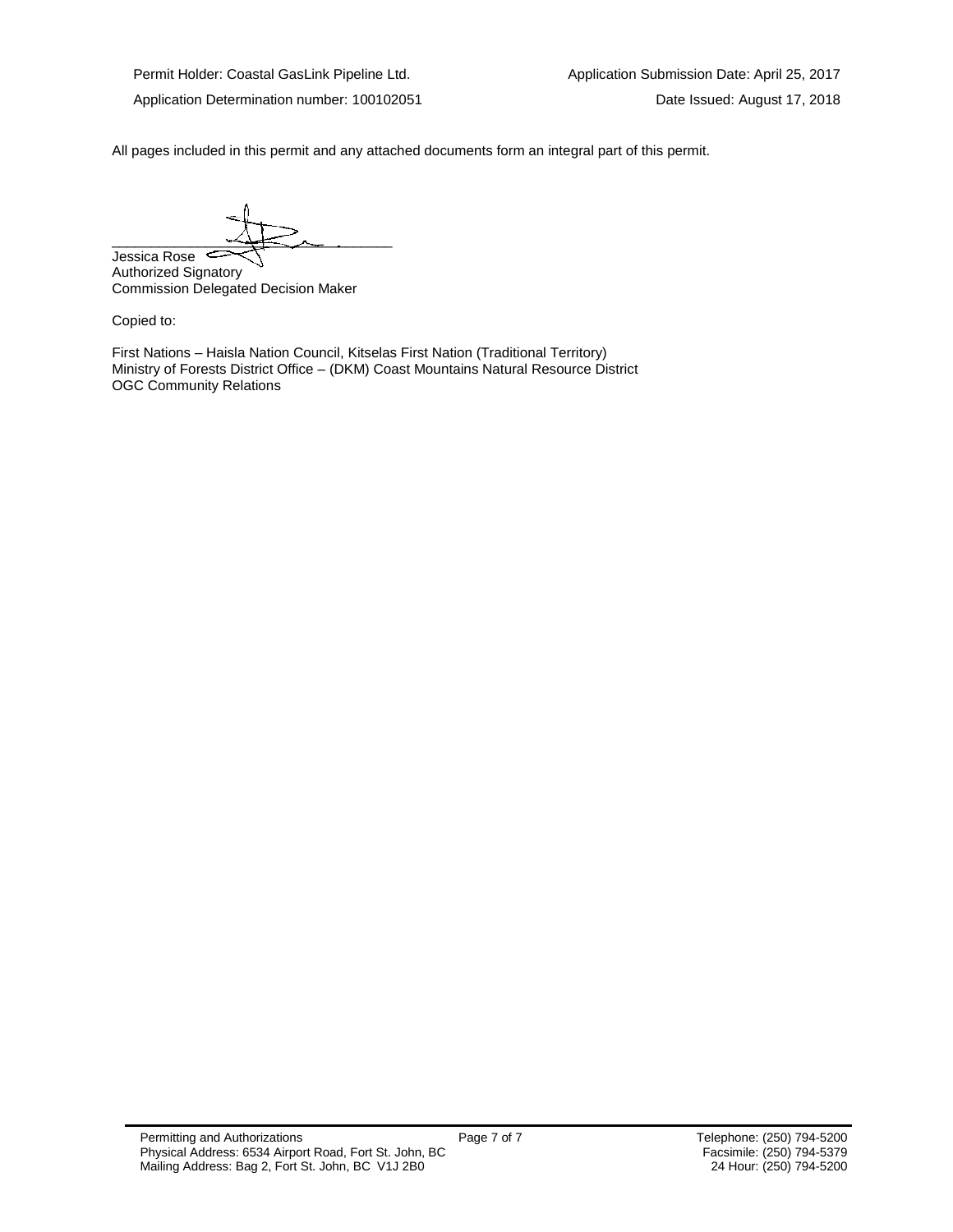All pages included in this permit and any attached documents form an integral part of this permit.

\_\_\_\_\_\_\_\_\_\_\_\_\_\_\_\_\_\_\_\_\_\_\_\_\_\_\_\_\_\_\_\_\_\_\_\_

Jessica Rose
Authorized Signatory
Commission Delegated Decision Maker

Copied to:

First Nations – Haisla Nation Council, Kitselas First Nation (Traditional Territory)
Ministry of Forests District Office – (DKM) Coast Mountains Natural Resource District
OGC Community Relations